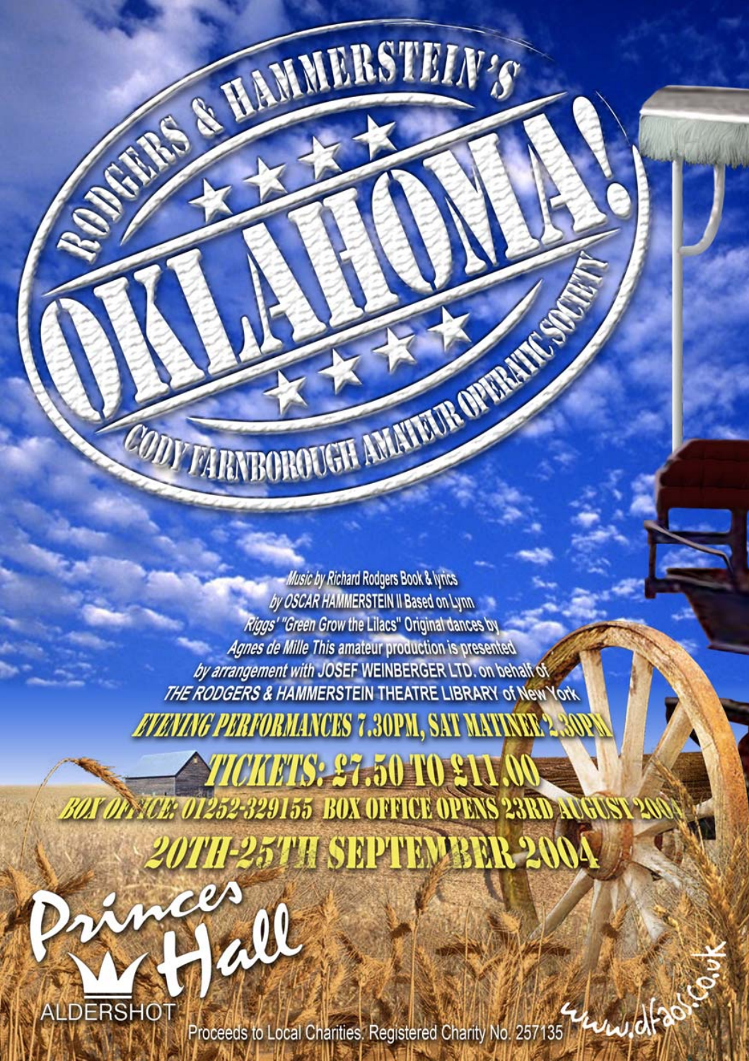RODGERS & HAMMERSTEIN'S

# OKLAHOMA!

CODY FARNBOROUGH AMATEUR OPERATIC SOCIETY

*Music by Richard Rodgers Book & lyrics by OSCAR HAMMERSTEIN II Based on Lynn Riggs' "Green Grow the Lilacs" Original dances by Agnes de Mille This amateur production is presented by arrangement with JOSEF WEINBERGER LTD. on behalf of THE RODGERS & HAMMERSTEIN THEATRE LIBRARY of New York*

**EVENING PERFORMANCES 7.30PM, SAT MATINEE 2.30PM**

**TICKETS: £7.50 TO £11.00**

**BOX OFFICE: 01252-329155 BOX OFFICE OPENS 23RD AUGUST 2004**

**20TH-25TH SEPTEMBER 2004**

Princes Hall

ALDERSHOT

www.cfaos.co.uk

Proceeds to Local Charities. Registered Charity No. 257135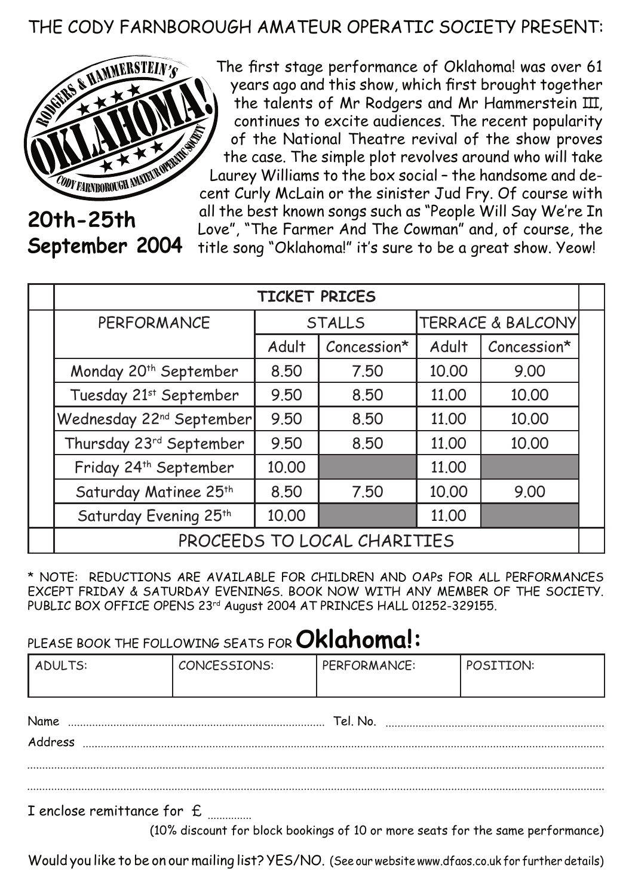# THE CODY FARNBOROUGH AMATEUR OPERATIC SOCIETY PRESENT:

RODGERS & HAMMERSTEIN'S OKLAHOMA! CODY FARNBOROUGH AMATEUR OPERATIC SOCIETY

## 20th-25th September 2004

The first stage performance of Oklahoma! was over 61 years ago and this show, which first brought together the talents of Mr Rodgers and Mr Hammerstein III, continues to excite audiences. The recent popularity of the National Theatre revival of the show proves the case. The simple plot revolves around who will take Laurey Williams to the box social – the handsome and decent Curly McLain or the sinister Jud Fry. Of course with all the best known songs such as "People Will Say We're In Love", "The Farmer And The Cowman" and, of course, the title song "Oklahoma!" it's sure to be a great show. Yeow!

| TICKET PRICES | | | | |
|---|---|---|---|---|
| PERFORMANCE | STALLS | | TERRACE & BALCONY | |
| | Adult | Concession* | Adult | Concession* |
| Monday 20th September | 8.50 | 7.50 | 10.00 | 9.00 |
| Tuesday 21st September | 9.50 | 8.50 | 11.00 | 10.00 |
| Wednesday 22nd September | 9.50 | 8.50 | 11.00 | 10.00 |
| Thursday 23rd September | 9.50 | 8.50 | 11.00 | 10.00 |
| Friday 24th September | 10.00 | | 11.00 | |
| Saturday Matinee 25th | 8.50 | 7.50 | 10.00 | 9.00 |
| Saturday Evening 25th | 10.00 | | 11.00 | |
| PROCEEDS TO LOCAL CHARITIES | | | | |

* NOTE: REDUCTIONS ARE AVAILABLE FOR CHILDREN AND OAPs FOR ALL PERFORMANCES EXCEPT FRIDAY & SATURDAY EVENINGS. BOOK NOW WITH ANY MEMBER OF THE SOCIETY. PUBLIC BOX OFFICE OPENS 23rd August 2004 AT PRINCES HALL 01252-329155.

PLEASE BOOK THE FOLLOWING SEATS FOR **Oklahoma!:**

| ADULTS: | CONCESSIONS: | PERFORMANCE: | POSITION: |
|---|---|---|---|
| | | | |

Name .................................................. Tel. No. ..................................................

Address ..................................................

..................................................

..................................................

I enclose remittance for £ ..............

(10% discount for block bookings of 10 or more seats for the same performance)

Would you like to be on our mailing list? YES/NO. (See our website www.dfaos.co.uk for further details)